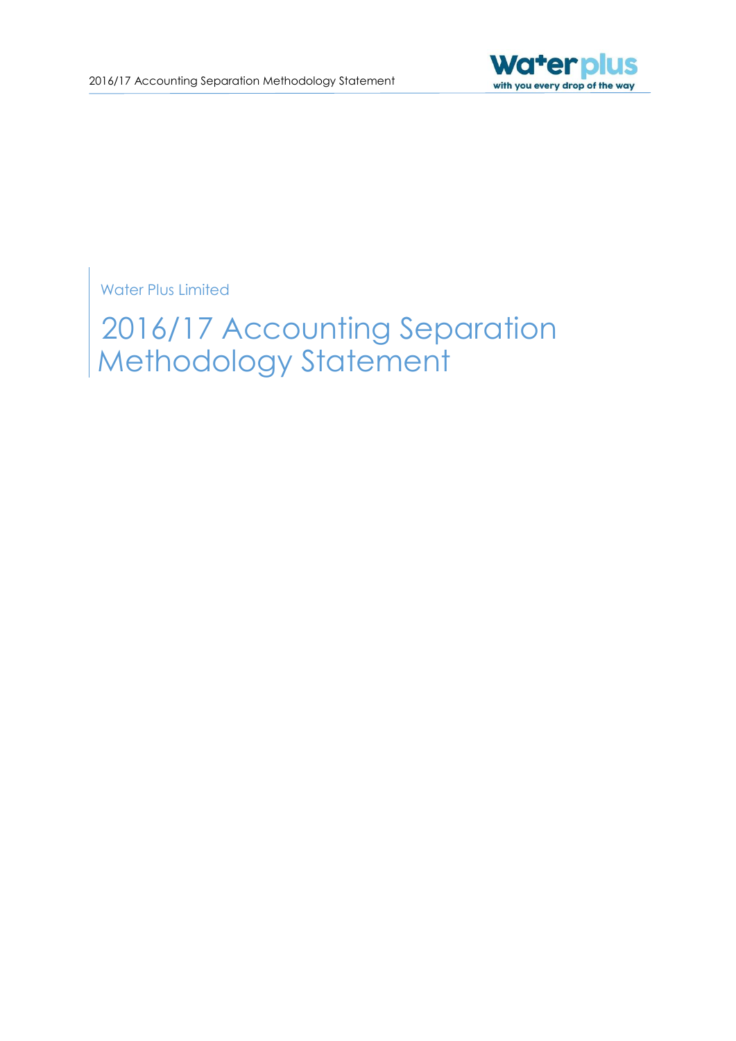Water Plus Limited

# 2016/17 Accounting Separation Methodology Statement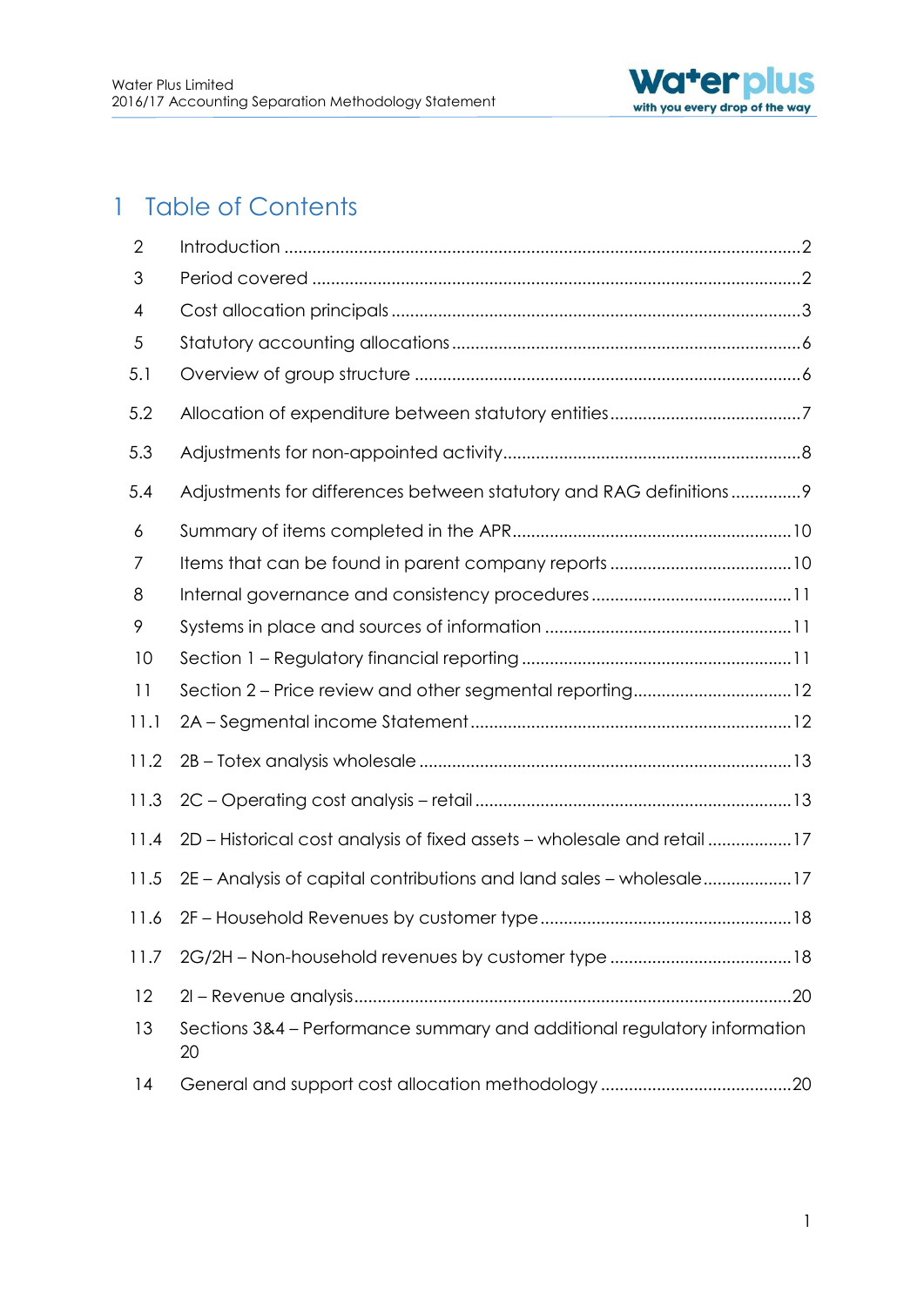# 1 Table of Contents

| | | |
|---|---|---|
| 2 | Introduction | 2 |
| 3 | Period covered | 2 |
| 4 | Cost allocation principals | 3 |
| 5 | Statutory accounting allocations | 6 |
| 5.1 | Overview of group structure | 6 |
| 5.2 | Allocation of expenditure between statutory entities | 7 |
| 5.3 | Adjustments for non-appointed activity | 8 |
| 5.4 | Adjustments for differences between statutory and RAG definitions | 9 |
| 6 | Summary of items completed in the APR | 10 |
| 7 | Items that can be found in parent company reports | 10 |
| 8 | Internal governance and consistency procedures | 11 |
| 9 | Systems in place and sources of information | 11 |
| 10 | Section 1 – Regulatory financial reporting | 11 |
| 11 | Section 2 – Price review and other segmental reporting | 12 |
| 11.1 | 2A – Segmental income Statement | 12 |
| 11.2 | 2B – Totex analysis wholesale | 13 |
| 11.3 | 2C – Operating cost analysis – retail | 13 |
| 11.4 | 2D – Historical cost analysis of fixed assets – wholesale and retail | 17 |
| 11.5 | 2E – Analysis of capital contributions and land sales – wholesale | 17 |
| 11.6 | 2F – Household Revenues by customer type | 18 |
| 11.7 | 2G/2H – Non-household revenues by customer type | 18 |
| 12 | 2I – Revenue analysis | 20 |
| 13 | Sections 3&4 – Performance summary and additional regulatory information | 20 |
| 14 | General and support cost allocation methodology | 20 |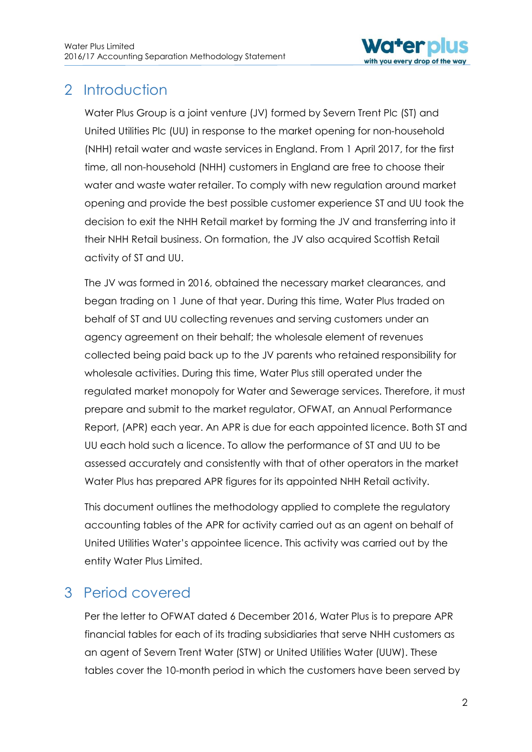## 2 Introduction

Water Plus Group is a joint venture (JV) formed by Severn Trent Plc (ST) and United Utilities Plc (UU) in response to the market opening for non-household (NHH) retail water and waste services in England. From 1 April 2017, for the first time, all non-household (NHH) customers in England are free to choose their water and waste water retailer. To comply with new regulation around market opening and provide the best possible customer experience ST and UU took the decision to exit the NHH Retail market by forming the JV and transferring into it their NHH Retail business. On formation, the JV also acquired Scottish Retail activity of ST and UU.

The JV was formed in 2016, obtained the necessary market clearances, and began trading on 1 June of that year. During this time, Water Plus traded on behalf of ST and UU collecting revenues and serving customers under an agency agreement on their behalf; the wholesale element of revenues collected being paid back up to the JV parents who retained responsibility for wholesale activities. During this time, Water Plus still operated under the regulated market monopoly for Water and Sewerage services. Therefore, it must prepare and submit to the market regulator, OFWAT, an Annual Performance Report, (APR) each year. An APR is due for each appointed licence. Both ST and UU each hold such a licence. To allow the performance of ST and UU to be assessed accurately and consistently with that of other operators in the market Water Plus has prepared APR figures for its appointed NHH Retail activity.

This document outlines the methodology applied to complete the regulatory accounting tables of the APR for activity carried out as an agent on behalf of United Utilities Water's appointee licence. This activity was carried out by the entity Water Plus Limited.

## 3 Period covered

Per the letter to OFWAT dated 6 December 2016, Water Plus is to prepare APR financial tables for each of its trading subsidiaries that serve NHH customers as an agent of Severn Trent Water (STW) or United Utilities Water (UUW). These tables cover the 10-month period in which the customers have been served by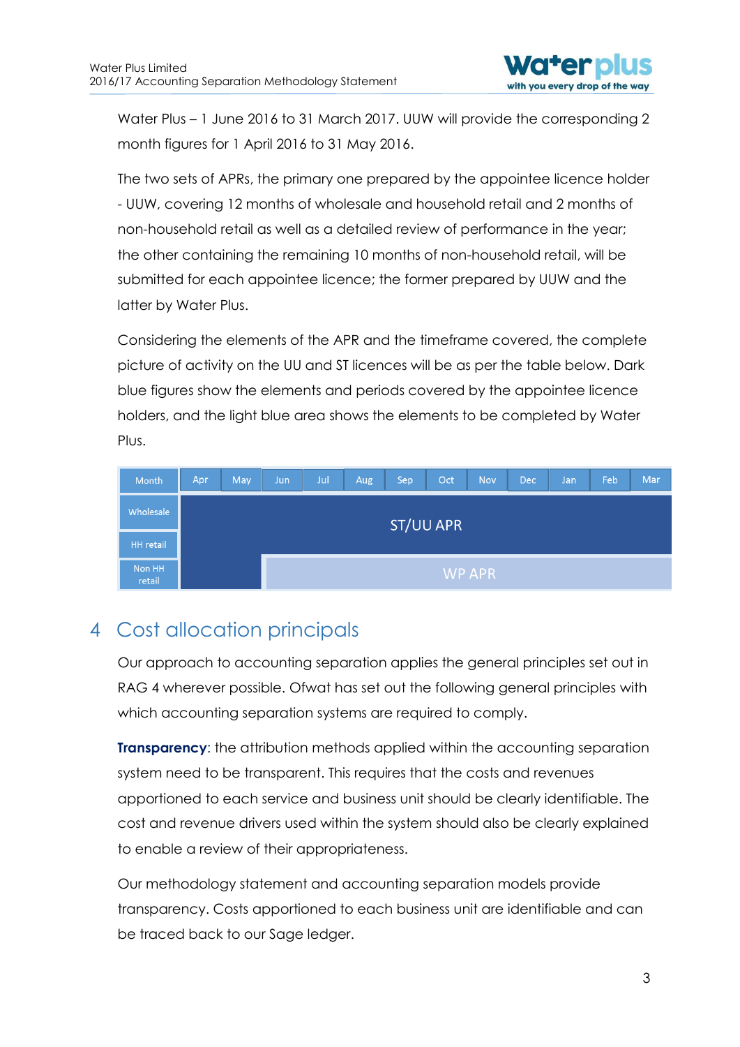Water Plus – 1 June 2016 to 31 March 2017. UUW will provide the corresponding 2 month figures for 1 April 2016 to 31 May 2016.

The two sets of APRs, the primary one prepared by the appointee licence holder - UUW, covering 12 months of wholesale and household retail and 2 months of non-household retail as well as a detailed review of performance in the year; the other containing the remaining 10 months of non-household retail, will be submitted for each appointee licence; the former prepared by UUW and the latter by Water Plus.

Considering the elements of the APR and the timeframe covered, the complete picture of activity on the UU and ST licences will be as per the table below. Dark blue figures show the elements and periods covered by the appointee licence holders, and the light blue area shows the elements to be completed by Water Plus.

| Month | Apr | May | Jun | Jul | Aug | Sep | Oct | Nov | Dec | Jan | Feb | Mar |
|---|---|---|---|---|---|---|---|---|---|---|---|---|
| Wholesale | ST/UU APR | | | | | | | | | | | |
| HH retail | ST/UU APR | | | | | | | | | | | |
| Non HH retail | ST/UU APR | | WP APR | | | | | | | | | |

# 4 Cost allocation principals

Our approach to accounting separation applies the general principles set out in RAG 4 wherever possible. Ofwat has set out the following general principles with which accounting separation systems are required to comply.

**Transparency**: the attribution methods applied within the accounting separation system need to be transparent. This requires that the costs and revenues apportioned to each service and business unit should be clearly identifiable. The cost and revenue drivers used within the system should also be clearly explained to enable a review of their appropriateness.

Our methodology statement and accounting separation models provide transparency. Costs apportioned to each business unit are identifiable and can be traced back to our Sage ledger.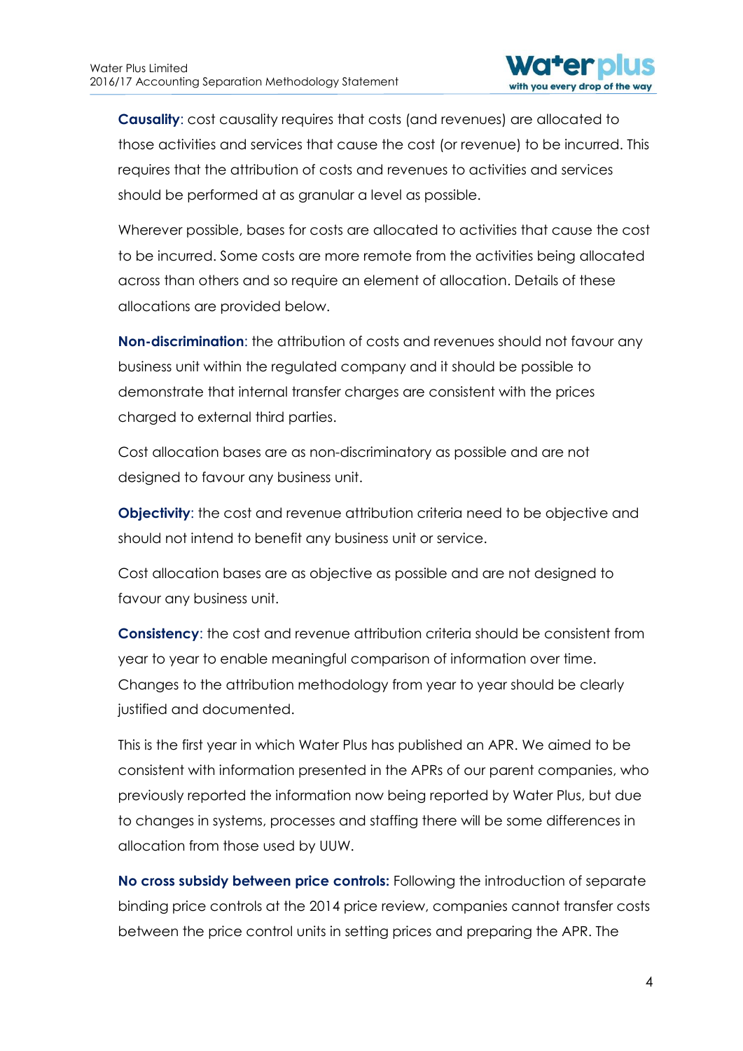**Causality**: cost causality requires that costs (and revenues) are allocated to those activities and services that cause the cost (or revenue) to be incurred. This requires that the attribution of costs and revenues to activities and services should be performed at as granular a level as possible.

Wherever possible, bases for costs are allocated to activities that cause the cost to be incurred. Some costs are more remote from the activities being allocated across than others and so require an element of allocation. Details of these allocations are provided below.

**Non-discrimination**: the attribution of costs and revenues should not favour any business unit within the regulated company and it should be possible to demonstrate that internal transfer charges are consistent with the prices charged to external third parties.

Cost allocation bases are as non-discriminatory as possible and are not designed to favour any business unit.

**Objectivity**: the cost and revenue attribution criteria need to be objective and should not intend to benefit any business unit or service.

Cost allocation bases are as objective as possible and are not designed to favour any business unit.

**Consistency**: the cost and revenue attribution criteria should be consistent from year to year to enable meaningful comparison of information over time. Changes to the attribution methodology from year to year should be clearly justified and documented.

This is the first year in which Water Plus has published an APR. We aimed to be consistent with information presented in the APRs of our parent companies, who previously reported the information now being reported by Water Plus, but due to changes in systems, processes and staffing there will be some differences in allocation from those used by UUW.

**No cross subsidy between price controls:** Following the introduction of separate binding price controls at the 2014 price review, companies cannot transfer costs between the price control units in setting prices and preparing the APR. The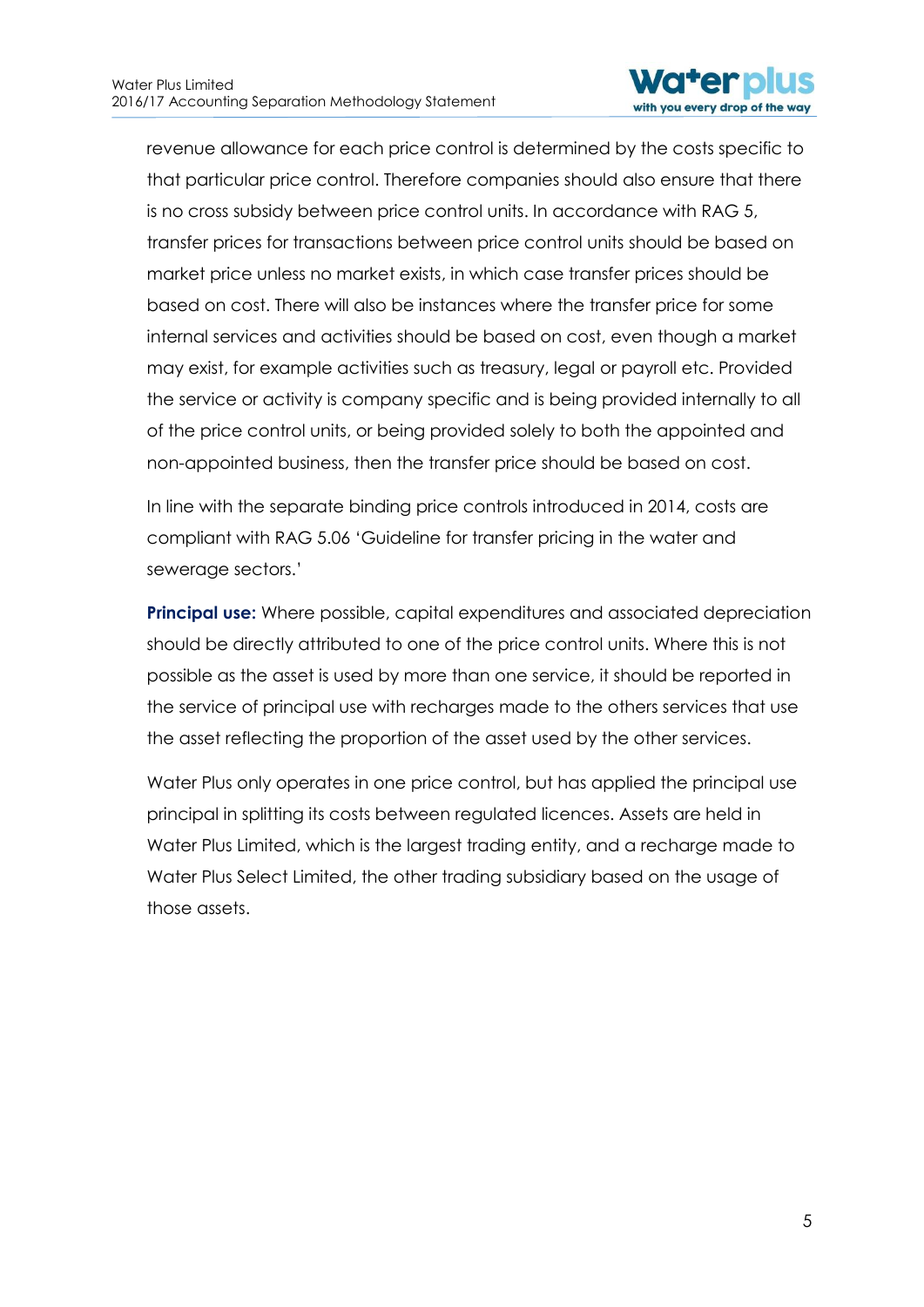revenue allowance for each price control is determined by the costs specific to that particular price control. Therefore companies should also ensure that there is no cross subsidy between price control units. In accordance with RAG 5, transfer prices for transactions between price control units should be based on market price unless no market exists, in which case transfer prices should be based on cost. There will also be instances where the transfer price for some internal services and activities should be based on cost, even though a market may exist, for example activities such as treasury, legal or payroll etc. Provided the service or activity is company specific and is being provided internally to all of the price control units, or being provided solely to both the appointed and non-appointed business, then the transfer price should be based on cost.

In line with the separate binding price controls introduced in 2014, costs are compliant with RAG 5.06 'Guideline for transfer pricing in the water and sewerage sectors.'

**Principal use:** Where possible, capital expenditures and associated depreciation should be directly attributed to one of the price control units. Where this is not possible as the asset is used by more than one service, it should be reported in the service of principal use with recharges made to the others services that use the asset reflecting the proportion of the asset used by the other services.

Water Plus only operates in one price control, but has applied the principal use principal in splitting its costs between regulated licences. Assets are held in Water Plus Limited, which is the largest trading entity, and a recharge made to Water Plus Select Limited, the other trading subsidiary based on the usage of those assets.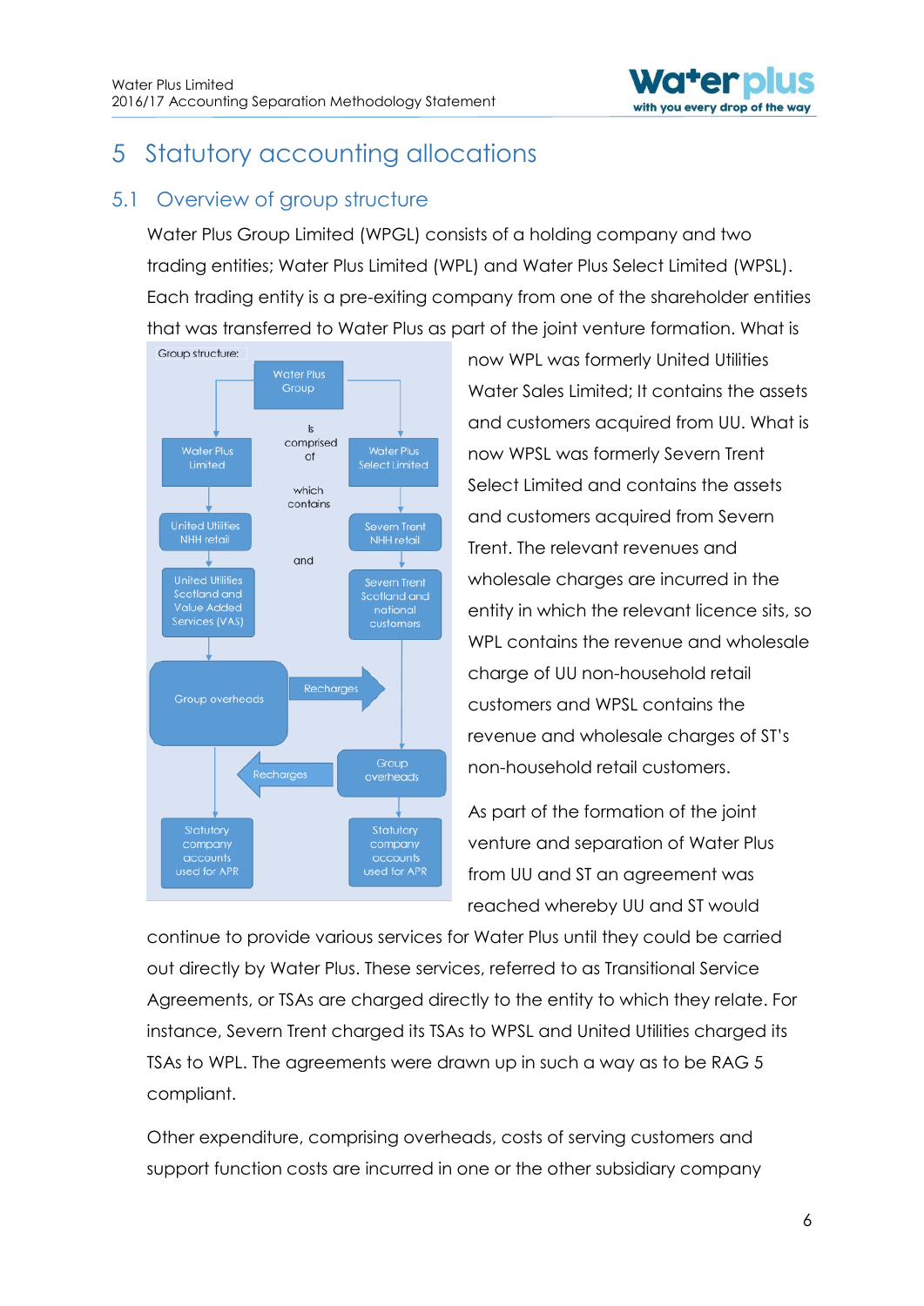# 5 Statutory accounting allocations

## 5.1 Overview of group structure

Water Plus Group Limited (WPGL) consists of a holding company and two trading entities; Water Plus Limited (WPL) and Water Plus Select Limited (WPSL). Each trading entity is a pre-exiting company from one of the shareholder entities that was transferred to Water Plus as part of the joint venture formation. What is now WPL was formerly United Utilities Water Sales Limited; It contains the assets and customers acquired from UU. What is now WPSL was formerly Severn Trent Select Limited and contains the assets and customers acquired from Severn Trent. The relevant revenues and wholesale charges are incurred in the entity in which the relevant licence sits, so WPL contains the revenue and wholesale charge of UU non-household retail customers and WPSL contains the revenue and wholesale charges of ST's non-household retail customers.

Group structure:

- Water Plus Group is comprised of:
  - Water Plus Limited, which contains:
    - United Utilities NHH retail
    - and United Utilities Scotland and Value Added Services (VAS)
    - Group overheads (Recharges)
    - Statutory company accounts used for APR
  - Water Plus Select Limited, which contains:
    - Severn Trent NHH retail
    - and Severn Trent Scotland and national customers
    - Group overheads (Recharges)
    - Statutory company accounts used for APR

As part of the formation of the joint venture and separation of Water Plus from UU and ST an agreement was reached whereby UU and ST would continue to provide various services for Water Plus until they could be carried out directly by Water Plus. These services, referred to as Transitional Service Agreements, or TSAs are charged directly to the entity to which they relate. For instance, Severn Trent charged its TSAs to WPSL and United Utilities charged its TSAs to WPL. The agreements were drawn up in such a way as to be RAG 5 compliant.

Other expenditure, comprising overheads, costs of serving customers and support function costs are incurred in one or the other subsidiary company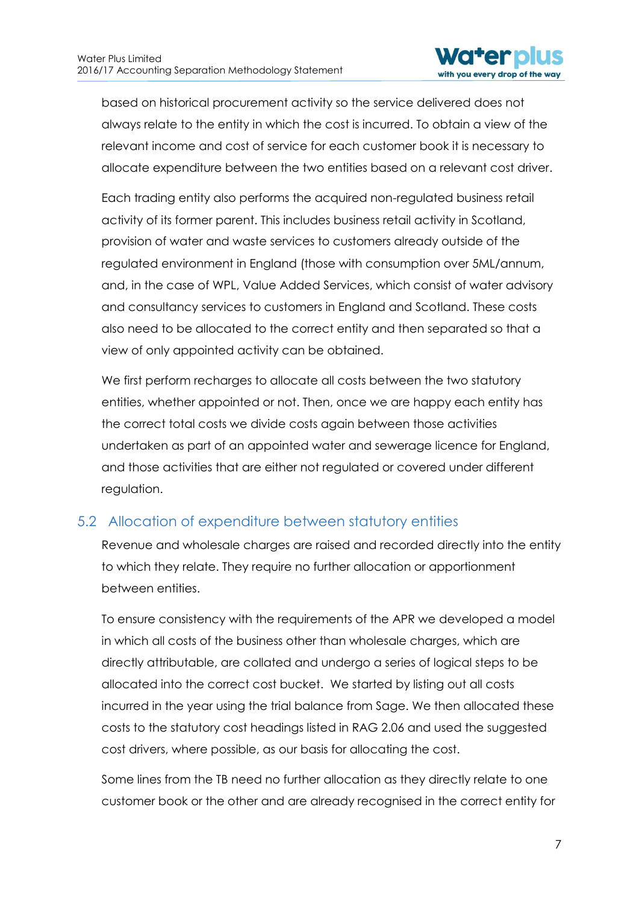based on historical procurement activity so the service delivered does not always relate to the entity in which the cost is incurred. To obtain a view of the relevant income and cost of service for each customer book it is necessary to allocate expenditure between the two entities based on a relevant cost driver.

Each trading entity also performs the acquired non-regulated business retail activity of its former parent. This includes business retail activity in Scotland, provision of water and waste services to customers already outside of the regulated environment in England (those with consumption over 5ML/annum, and, in the case of WPL, Value Added Services, which consist of water advisory and consultancy services to customers in England and Scotland. These costs also need to be allocated to the correct entity and then separated so that a view of only appointed activity can be obtained.

We first perform recharges to allocate all costs between the two statutory entities, whether appointed or not. Then, once we are happy each entity has the correct total costs we divide costs again between those activities undertaken as part of an appointed water and sewerage licence for England, and those activities that are either not regulated or covered under different regulation.

## 5.2 Allocation of expenditure between statutory entities

Revenue and wholesale charges are raised and recorded directly into the entity to which they relate. They require no further allocation or apportionment between entities.

To ensure consistency with the requirements of the APR we developed a model in which all costs of the business other than wholesale charges, which are directly attributable, are collated and undergo a series of logical steps to be allocated into the correct cost bucket. We started by listing out all costs incurred in the year using the trial balance from Sage. We then allocated these costs to the statutory cost headings listed in RAG 2.06 and used the suggested cost drivers, where possible, as our basis for allocating the cost.

Some lines from the TB need no further allocation as they directly relate to one customer book or the other and are already recognised in the correct entity for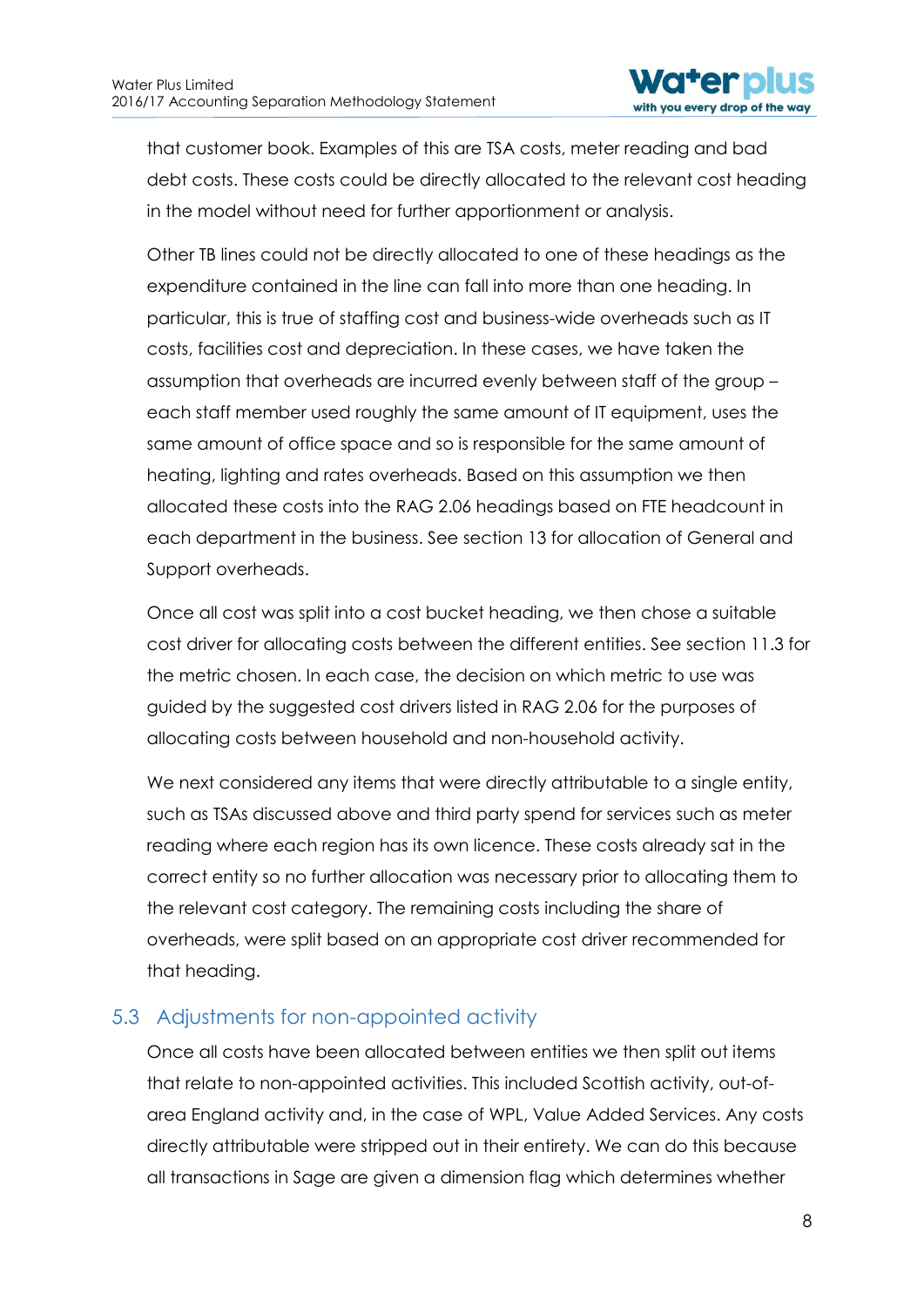that customer book. Examples of this are TSA costs, meter reading and bad debt costs. These costs could be directly allocated to the relevant cost heading in the model without need for further apportionment or analysis.

Other TB lines could not be directly allocated to one of these headings as the expenditure contained in the line can fall into more than one heading. In particular, this is true of staffing cost and business-wide overheads such as IT costs, facilities cost and depreciation. In these cases, we have taken the assumption that overheads are incurred evenly between staff of the group – each staff member used roughly the same amount of IT equipment, uses the same amount of office space and so is responsible for the same amount of heating, lighting and rates overheads. Based on this assumption we then allocated these costs into the RAG 2.06 headings based on FTE headcount in each department in the business. See section 13 for allocation of General and Support overheads.

Once all cost was split into a cost bucket heading, we then chose a suitable cost driver for allocating costs between the different entities. See section 11.3 for the metric chosen. In each case, the decision on which metric to use was guided by the suggested cost drivers listed in RAG 2.06 for the purposes of allocating costs between household and non-household activity.

We next considered any items that were directly attributable to a single entity, such as TSAs discussed above and third party spend for services such as meter reading where each region has its own licence. These costs already sat in the correct entity so no further allocation was necessary prior to allocating them to the relevant cost category. The remaining costs including the share of overheads, were split based on an appropriate cost driver recommended for that heading.

## 5.3 Adjustments for non-appointed activity

Once all costs have been allocated between entities we then split out items that relate to non-appointed activities. This included Scottish activity, out-of-area England activity and, in the case of WPL, Value Added Services. Any costs directly attributable were stripped out in their entirety. We can do this because all transactions in Sage are given a dimension flag which determines whether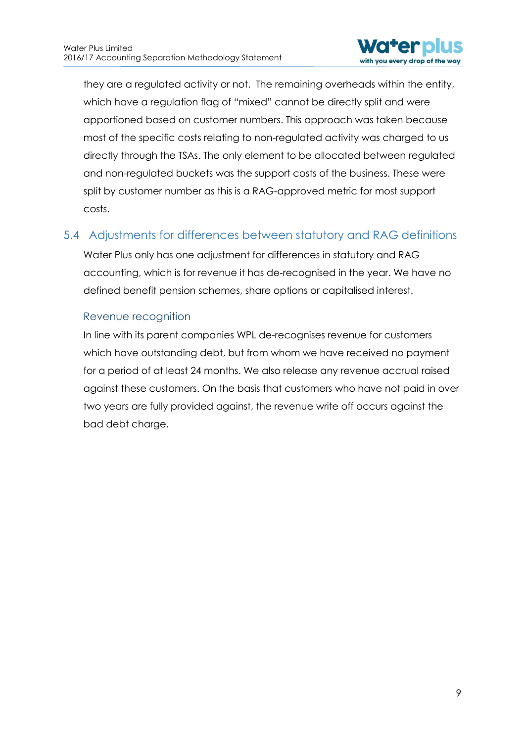they are a regulated activity or not. The remaining overheads within the entity, which have a regulation flag of "mixed" cannot be directly split and were apportioned based on customer numbers. This approach was taken because most of the specific costs relating to non-regulated activity was charged to us directly through the TSAs. The only element to be allocated between regulated and non-regulated buckets was the support costs of the business. These were split by customer number as this is a RAG-approved metric for most support costs.

## 5.4 Adjustments for differences between statutory and RAG definitions

Water Plus only has one adjustment for differences in statutory and RAG accounting, which is for revenue it has de-recognised in the year. We have no defined benefit pension schemes, share options or capitalised interest.

### Revenue recognition

In line with its parent companies WPL de-recognises revenue for customers which have outstanding debt, but from whom we have received no payment for a period of at least 24 months. We also release any revenue accrual raised against these customers. On the basis that customers who have not paid in over two years are fully provided against, the revenue write off occurs against the bad debt charge.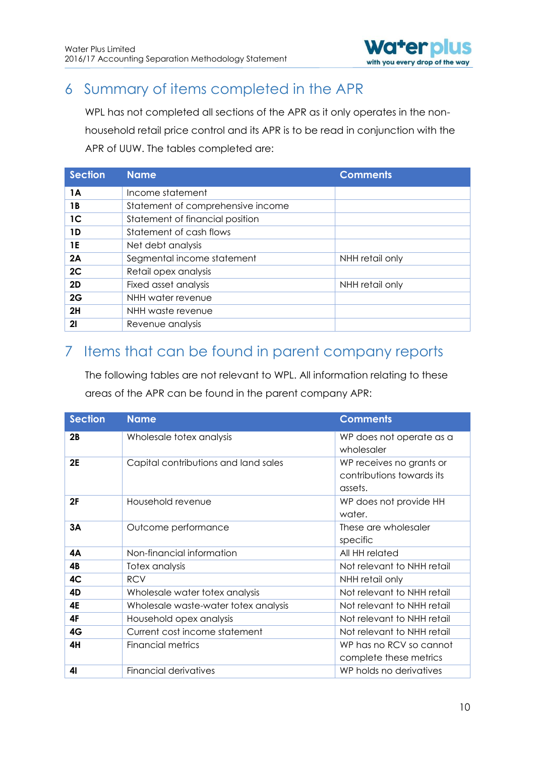## 6 Summary of items completed in the APR

WPL has not completed all sections of the APR as it only operates in the non-household retail price control and its APR is to be read in conjunction with the APR of UUW. The tables completed are:

| Section | Name | Comments |
|---|---|---|
| **1A** | Income statement | |
| **1B** | Statement of comprehensive income | |
| **1C** | Statement of financial position | |
| **1D** | Statement of cash flows | |
| **1E** | Net debt analysis | |
| **2A** | Segmental income statement | NHH retail only |
| **2C** | Retail opex analysis | |
| **2D** | Fixed asset analysis | NHH retail only |
| **2G** | NHH water revenue | |
| **2H** | NHH waste revenue | |
| **2I** | Revenue analysis | |

## 7 Items that can be found in parent company reports

The following tables are not relevant to WPL. All information relating to these areas of the APR can be found in the parent company APR:

| Section | Name | Comments |
|---|---|---|
| **2B** | Wholesale totex analysis | WP does not operate as a wholesaler |
| **2E** | Capital contributions and land sales | WP receives no grants or contributions towards its assets. |
| **2F** | Household revenue | WP does not provide HH water. |
| **3A** | Outcome performance | These are wholesaler specific |
| **4A** | Non-financial information | All HH related |
| **4B** | Totex analysis | Not relevant to NHH retail |
| **4C** | RCV | NHH retail only |
| **4D** | Wholesale water totex analysis | Not relevant to NHH retail |
| **4E** | Wholesale waste-water totex analysis | Not relevant to NHH retail |
| **4F** | Household opex analysis | Not relevant to NHH retail |
| **4G** | Current cost income statement | Not relevant to NHH retail |
| **4H** | Financial metrics | WP has no RCV so cannot complete these metrics |
| **4I** | Financial derivatives | WP holds no derivatives |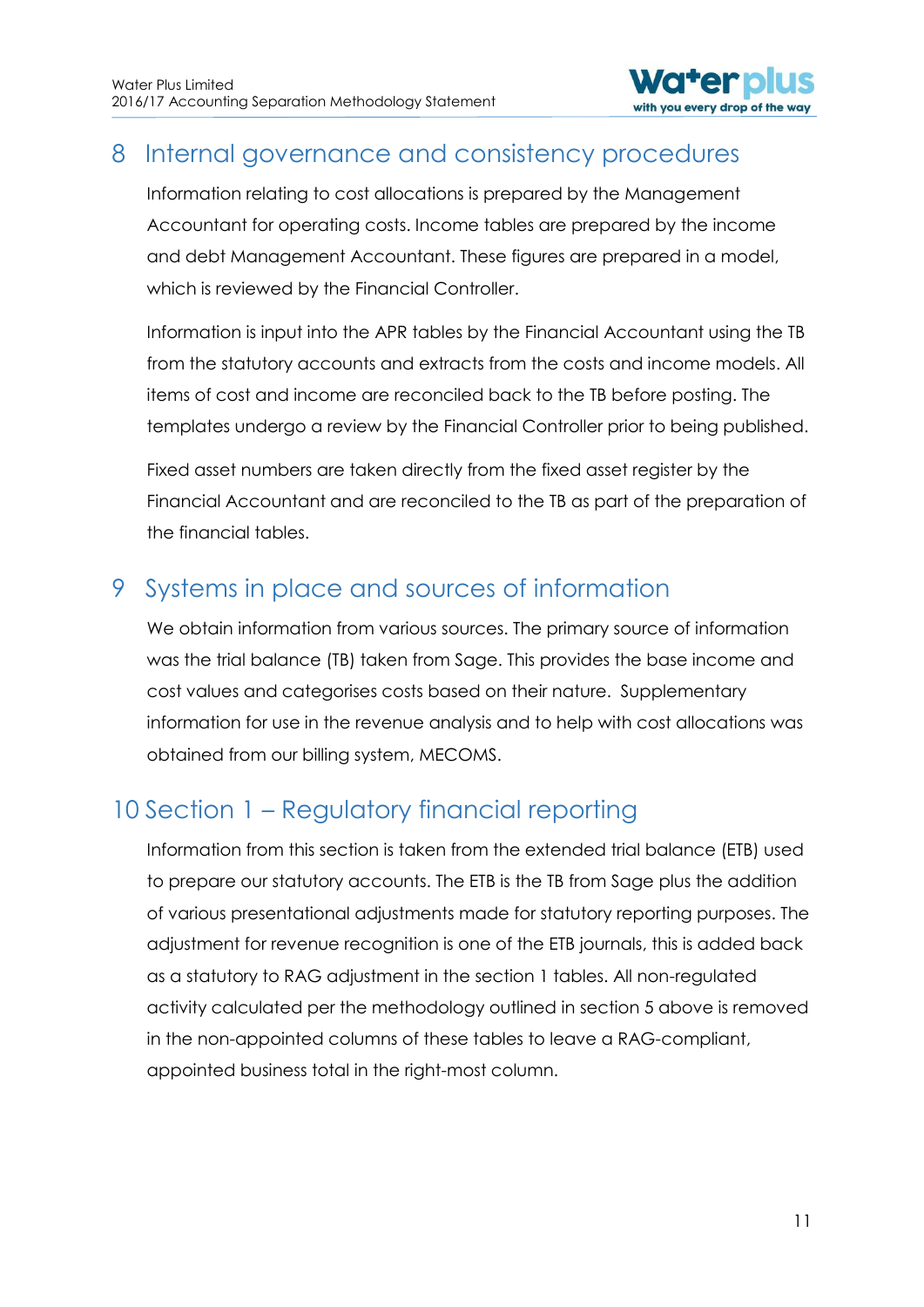# 8 Internal governance and consistency procedures

Information relating to cost allocations is prepared by the Management Accountant for operating costs. Income tables are prepared by the income and debt Management Accountant. These figures are prepared in a model, which is reviewed by the Financial Controller.

Information is input into the APR tables by the Financial Accountant using the TB from the statutory accounts and extracts from the costs and income models. All items of cost and income are reconciled back to the TB before posting. The templates undergo a review by the Financial Controller prior to being published.

Fixed asset numbers are taken directly from the fixed asset register by the Financial Accountant and are reconciled to the TB as part of the preparation of the financial tables.

# 9 Systems in place and sources of information

We obtain information from various sources. The primary source of information was the trial balance (TB) taken from Sage. This provides the base income and cost values and categorises costs based on their nature. Supplementary information for use in the revenue analysis and to help with cost allocations was obtained from our billing system, MECOMS.

# 10 Section 1 – Regulatory financial reporting

Information from this section is taken from the extended trial balance (ETB) used to prepare our statutory accounts. The ETB is the TB from Sage plus the addition of various presentational adjustments made for statutory reporting purposes. The adjustment for revenue recognition is one of the ETB journals, this is added back as a statutory to RAG adjustment in the section 1 tables. All non-regulated activity calculated per the methodology outlined in section 5 above is removed in the non-appointed columns of these tables to leave a RAG-compliant, appointed business total in the right-most column.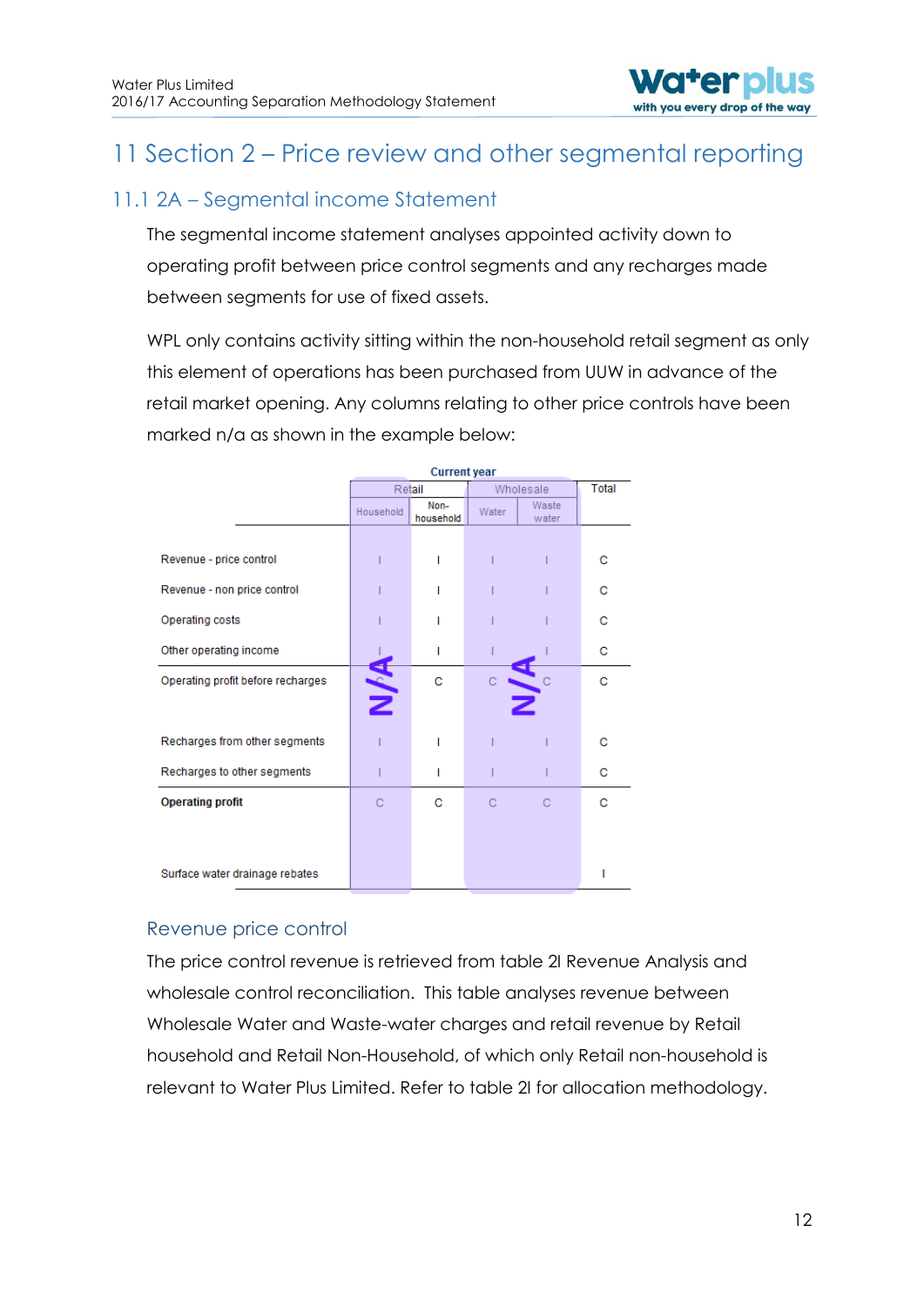# 11 Section 2 – Price review and other segmental reporting

## 11.1 2A – Segmental income Statement

The segmental income statement analyses appointed activity down to operating profit between price control segments and any recharges made between segments for use of fixed assets.

WPL only contains activity sitting within the non-household retail segment as only this element of operations has been purchased from UUW in advance of the retail market opening. Any columns relating to other price controls have been marked n/a as shown in the example below:

| | Current year | | | | |
|---|---|---|---|---|---|
| | Retail | | Wholesale | | Total |
| | Household | Non-household | Water | Waste water | |
| Revenue - price control | I | I | I | I | C |
| Revenue - non price control | I | I | I | I | C |
| Operating costs | I | I | I | I | C |
| Other operating income | I | I | I | I | C |
| Operating profit before recharges | N/A | C | N/A | | C |
| Recharges from other segments | I | I | I | I | C |
| Recharges to other segments | I | I | I | I | C |
| **Operating profit** | C | C | C | C | C |
| Surface water drainage rebates | | | | | I |

### Revenue price control

The price control revenue is retrieved from table 2I Revenue Analysis and wholesale control reconciliation. This table analyses revenue between Wholesale Water and Waste-water charges and retail revenue by Retail household and Retail Non-Household, of which only Retail non-household is relevant to Water Plus Limited. Refer to table 2I for allocation methodology.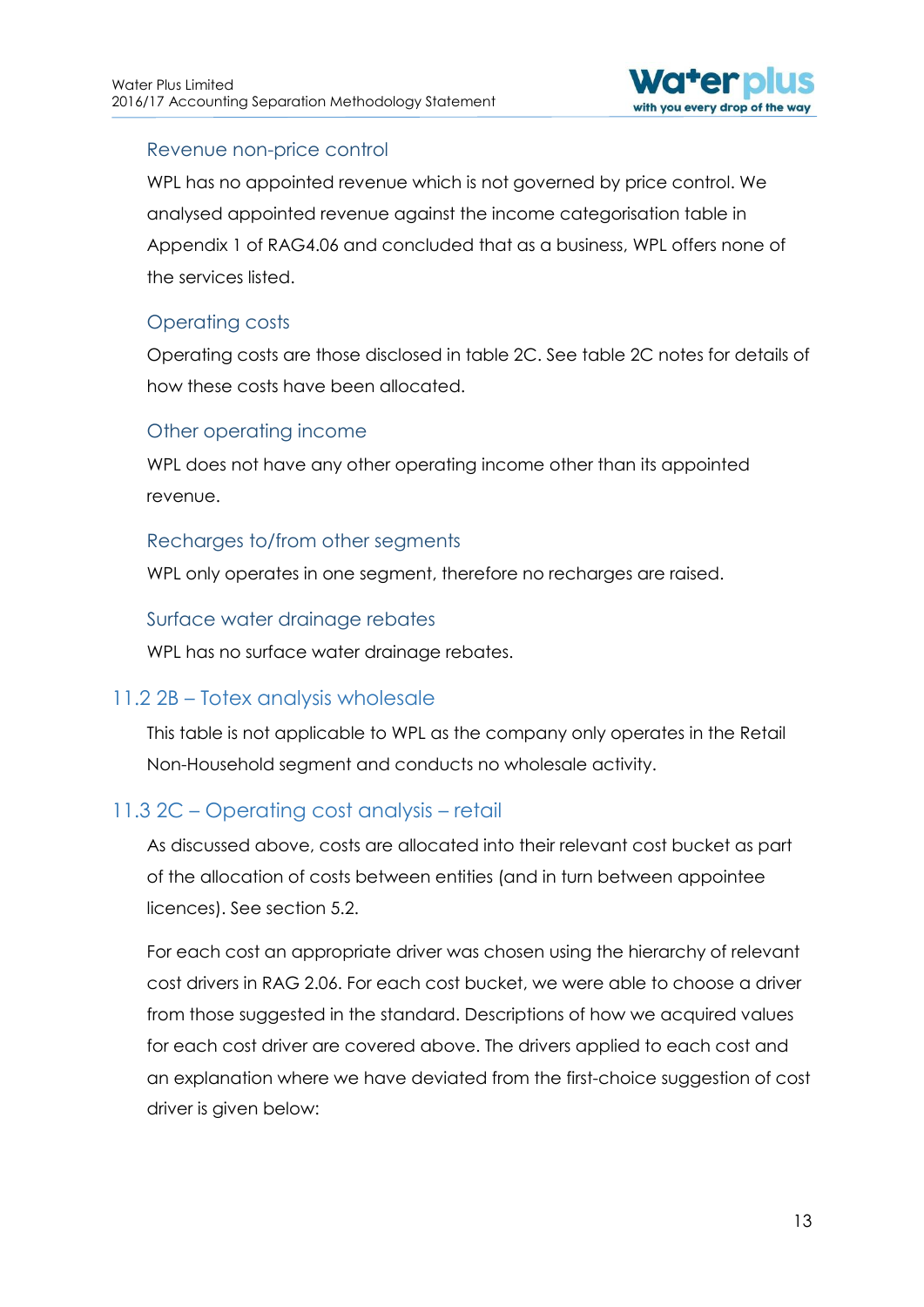### Revenue non-price control

WPL has no appointed revenue which is not governed by price control. We analysed appointed revenue against the income categorisation table in Appendix 1 of RAG4.06 and concluded that as a business, WPL offers none of the services listed.

### Operating costs

Operating costs are those disclosed in table 2C. See table 2C notes for details of how these costs have been allocated.

### Other operating income

WPL does not have any other operating income other than its appointed revenue.

### Recharges to/from other segments

WPL only operates in one segment, therefore no recharges are raised.

### Surface water drainage rebates

WPL has no surface water drainage rebates.

## 11.2 2B – Totex analysis wholesale

This table is not applicable to WPL as the company only operates in the Retail Non-Household segment and conducts no wholesale activity.

## 11.3 2C – Operating cost analysis – retail

As discussed above, costs are allocated into their relevant cost bucket as part of the allocation of costs between entities (and in turn between appointee licences). See section 5.2.

For each cost an appropriate driver was chosen using the hierarchy of relevant cost drivers in RAG 2.06. For each cost bucket, we were able to choose a driver from those suggested in the standard. Descriptions of how we acquired values for each cost driver are covered above. The drivers applied to each cost and an explanation where we have deviated from the first-choice suggestion of cost driver is given below: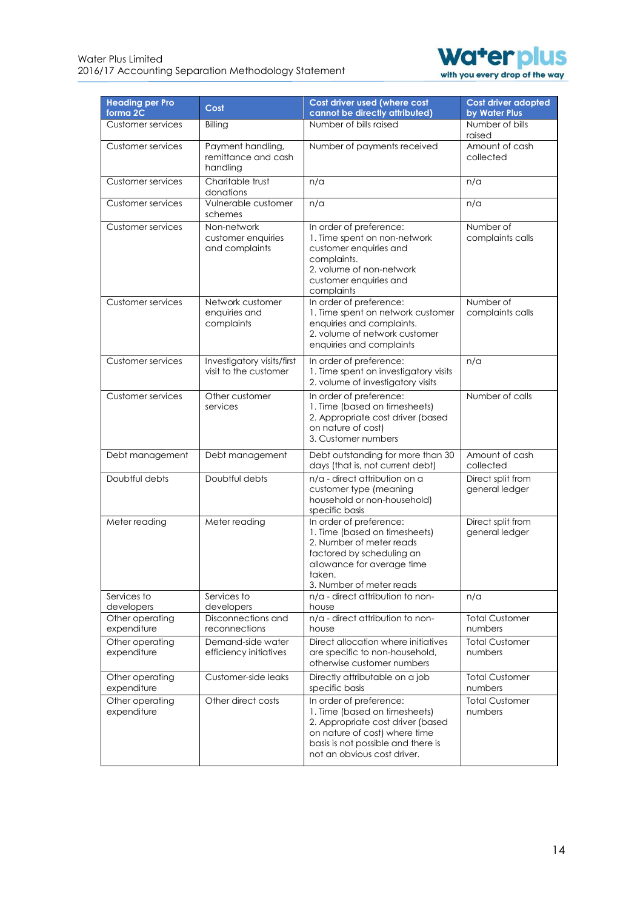| Heading per Pro forma 2C | Cost | Cost driver used (where cost cannot be directly attributed) | Cost driver adopted by Water Plus |
|---|---|---|---|
| Customer services | Billing | Number of bills raised | Number of bills raised |
| Customer services | Payment handling, remittance and cash handling | Number of payments received | Amount of cash collected |
| Customer services | Charitable trust donations | n/a | n/a |
| Customer services | Vulnerable customer schemes | n/a | n/a |
| Customer services | Non-network customer enquiries and complaints | In order of preference:<br>1. Time spent on non-network customer enquiries and complaints.<br>2. volume of non-network customer enquiries and complaints | Number of complaints calls |
| Customer services | Network customer enquiries and complaints | In order of preference:<br>1. Time spent on network customer enquiries and complaints.<br>2. volume of network customer enquiries and complaints | Number of complaints calls |
| Customer services | Investigatory visits/first visit to the customer | In order of preference:<br>1. Time spent on investigatory visits<br>2. volume of investigatory visits | n/a |
| Customer services | Other customer services | In order of preference:<br>1. Time (based on timesheets)<br>2. Appropriate cost driver (based on nature of cost)<br>3. Customer numbers | Number of calls |
| Debt management | Debt management | Debt outstanding for more than 30 days (that is, not current debt) | Amount of cash collected |
| Doubtful debts | Doubtful debts | n/a - direct attribution on a customer type (meaning household or non-household) specific basis | Direct split from general ledger |
| Meter reading | Meter reading | In order of preference:<br>1. Time (based on timesheets)<br>2. Number of meter reads factored by scheduling an allowance for average time taken.<br>3. Number of meter reads | Direct split from general ledger |
| Services to developers | Services to developers | n/a - direct attribution to non-house | n/a |
| Other operating expenditure | Disconnections and reconnections | n/a - direct attribution to non-house | Total Customer numbers |
| Other operating expenditure | Demand-side water efficiency initiatives | Direct allocation where initiatives are specific to non-household, otherwise customer numbers | Total Customer numbers |
| Other operating expenditure | Customer-side leaks | Directly attributable on a job specific basis | Total Customer numbers |
| Other operating expenditure | Other direct costs | In order of preference:<br>1. Time (based on timesheets)<br>2. Appropriate cost driver (based on nature of cost) where time basis is not possible and there is not an obvious cost driver. | Total Customer numbers |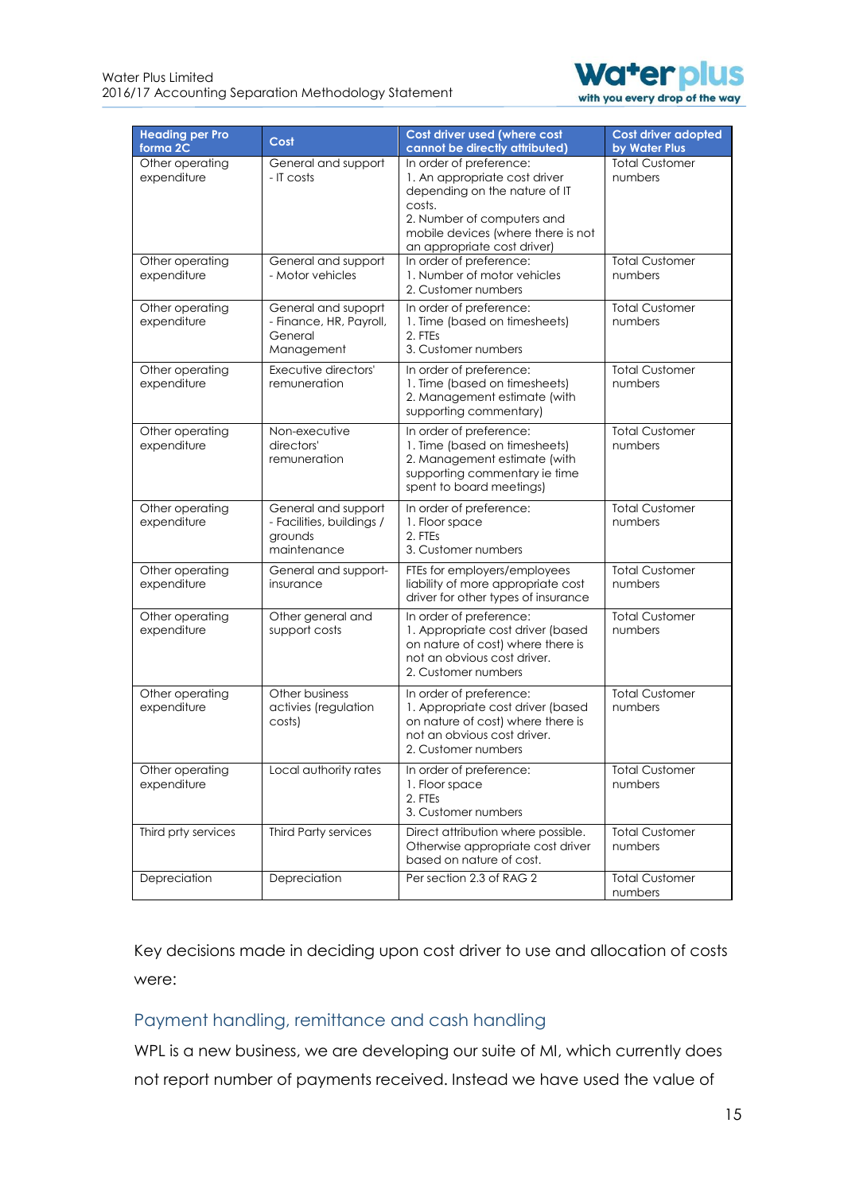| Heading per Pro forma 2C | Cost | Cost driver used (where cost cannot be directly attributed) | Cost driver adopted by Water Plus |
|---|---|---|---|
| Other operating expenditure | General and support - IT costs | In order of preference:<br>1. An appropriate cost driver depending on the nature of IT costs.<br>2. Number of computers and mobile devices (where there is not an appropriate cost driver) | Total Customer numbers |
| Other operating expenditure | General and support - Motor vehicles | In order of preference:<br>1. Number of motor vehicles<br>2. Customer numbers | Total Customer numbers |
| Other operating expenditure | General and supoprt - Finance, HR, Payroll, General Management | In order of preference:<br>1. Time (based on timesheets)<br>2. FTEs<br>3. Customer numbers | Total Customer numbers |
| Other operating expenditure | Executive directors' remuneration | In order of preference:<br>1. Time (based on timesheets)<br>2. Management estimate (with supporting commentary) | Total Customer numbers |
| Other operating expenditure | Non-executive directors' remuneration | In order of preference:<br>1. Time (based on timesheets)<br>2. Management estimate (with supporting commentary ie time spent to board meetings) | Total Customer numbers |
| Other operating expenditure | General and support - Facilities, buildings / grounds maintenance | In order of preference:<br>1. Floor space<br>2. FTEs<br>3. Customer numbers | Total Customer numbers |
| Other operating expenditure | General and support- insurance | FTEs for employers/employees liability of more appropriate cost driver for other types of insurance | Total Customer numbers |
| Other operating expenditure | Other general and support costs | In order of preference:<br>1. Appropriate cost driver (based on nature of cost) where there is not an obvious cost driver.<br>2. Customer numbers | Total Customer numbers |
| Other operating expenditure | Other business activies (regulation costs) | In order of preference:<br>1. Appropriate cost driver (based on nature of cost) where there is not an obvious cost driver.<br>2. Customer numbers | Total Customer numbers |
| Other operating expenditure | Local authority rates | In order of preference:<br>1. Floor space<br>2. FTEs<br>3. Customer numbers | Total Customer numbers |
| Third prty services | Third Party services | Direct attribution where possible. Otherwise appropriate cost driver based on nature of cost. | Total Customer numbers |
| Depreciation | Depreciation | Per section 2.3 of RAG 2 | Total Customer numbers |

Key decisions made in deciding upon cost driver to use and allocation of costs were:

## Payment handling, remittance and cash handling

WPL is a new business, we are developing our suite of MI, which currently does not report number of payments received. Instead we have used the value of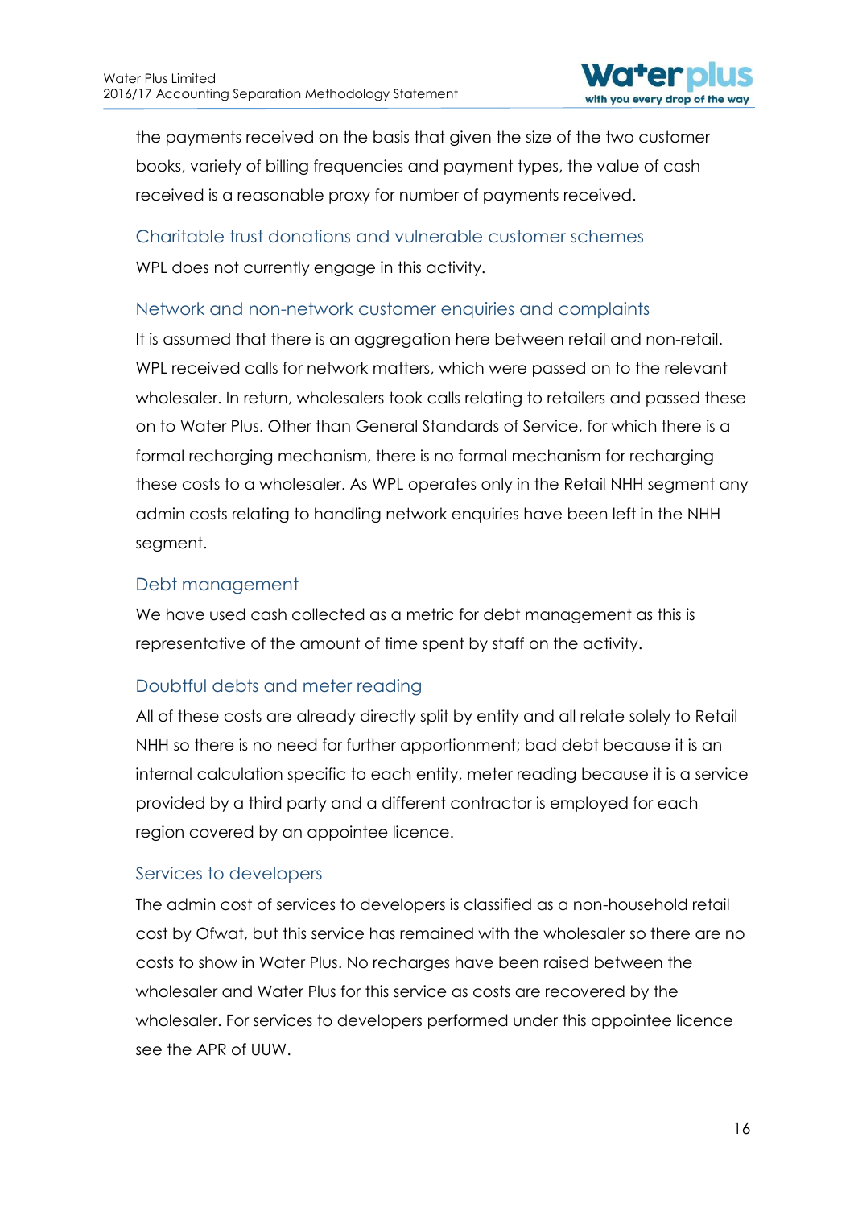the payments received on the basis that given the size of the two customer books, variety of billing frequencies and payment types, the value of cash received is a reasonable proxy for number of payments received.

### Charitable trust donations and vulnerable customer schemes

WPL does not currently engage in this activity.

### Network and non-network customer enquiries and complaints

It is assumed that there is an aggregation here between retail and non-retail. WPL received calls for network matters, which were passed on to the relevant wholesaler. In return, wholesalers took calls relating to retailers and passed these on to Water Plus. Other than General Standards of Service, for which there is a formal recharging mechanism, there is no formal mechanism for recharging these costs to a wholesaler. As WPL operates only in the Retail NHH segment any admin costs relating to handling network enquiries have been left in the NHH segment.

### Debt management

We have used cash collected as a metric for debt management as this is representative of the amount of time spent by staff on the activity.

### Doubtful debts and meter reading

All of these costs are already directly split by entity and all relate solely to Retail NHH so there is no need for further apportionment; bad debt because it is an internal calculation specific to each entity, meter reading because it is a service provided by a third party and a different contractor is employed for each region covered by an appointee licence.

### Services to developers

The admin cost of services to developers is classified as a non-household retail cost by Ofwat, but this service has remained with the wholesaler so there are no costs to show in Water Plus. No recharges have been raised between the wholesaler and Water Plus for this service as costs are recovered by the wholesaler. For services to developers performed under this appointee licence see the APR of UUW.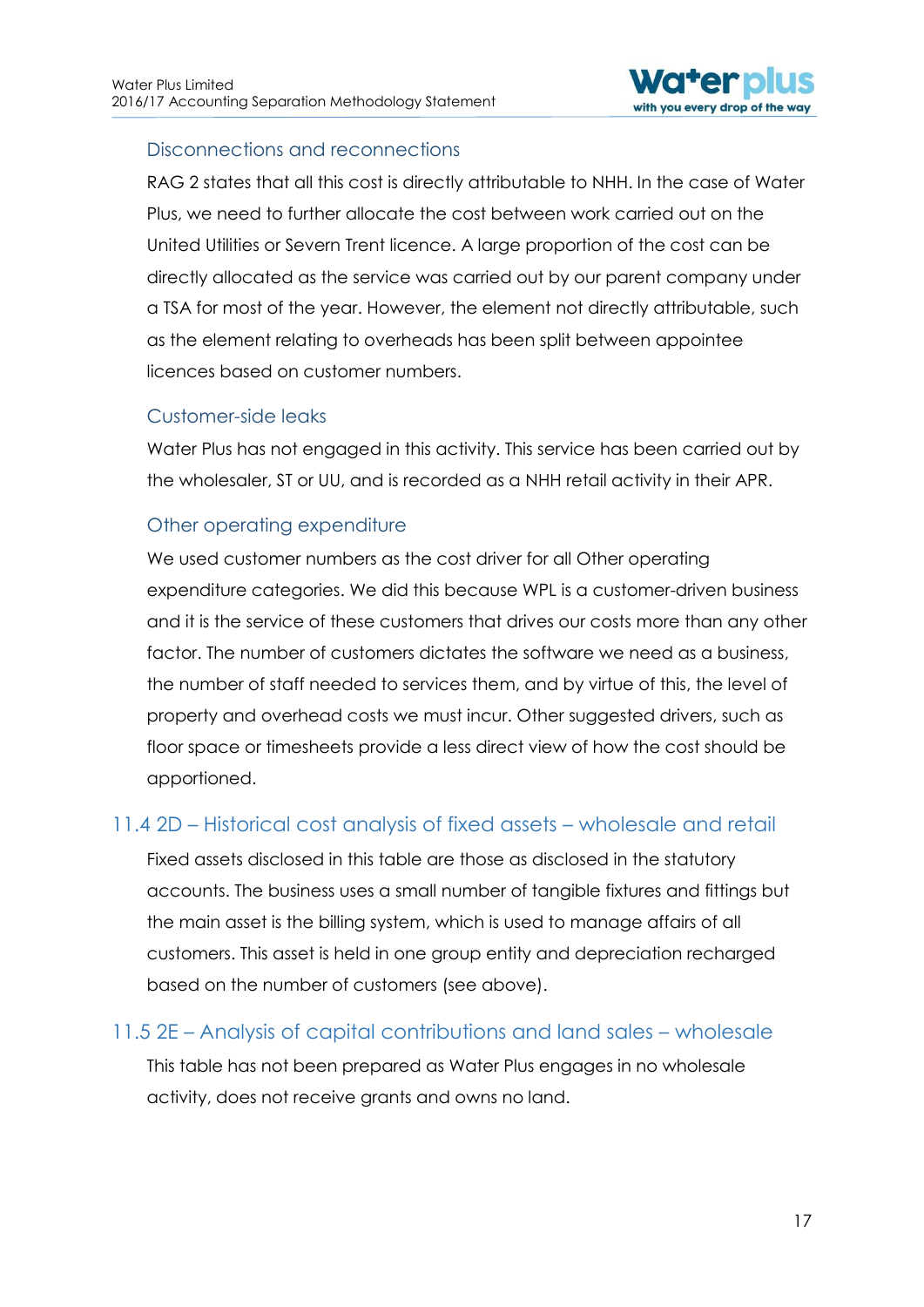### Disconnections and reconnections

RAG 2 states that all this cost is directly attributable to NHH. In the case of Water Plus, we need to further allocate the cost between work carried out on the United Utilities or Severn Trent licence. A large proportion of the cost can be directly allocated as the service was carried out by our parent company under a TSA for most of the year. However, the element not directly attributable, such as the element relating to overheads has been split between appointee licences based on customer numbers.

### Customer-side leaks

Water Plus has not engaged in this activity. This service has been carried out by the wholesaler, ST or UU, and is recorded as a NHH retail activity in their APR.

### Other operating expenditure

We used customer numbers as the cost driver for all Other operating expenditure categories. We did this because WPL is a customer-driven business and it is the service of these customers that drives our costs more than any other factor. The number of customers dictates the software we need as a business, the number of staff needed to services them, and by virtue of this, the level of property and overhead costs we must incur. Other suggested drivers, such as floor space or timesheets provide a less direct view of how the cost should be apportioned.

## 11.4 2D – Historical cost analysis of fixed assets – wholesale and retail

Fixed assets disclosed in this table are those as disclosed in the statutory accounts. The business uses a small number of tangible fixtures and fittings but the main asset is the billing system, which is used to manage affairs of all customers. This asset is held in one group entity and depreciation recharged based on the number of customers (see above).

## 11.5 2E – Analysis of capital contributions and land sales – wholesale

This table has not been prepared as Water Plus engages in no wholesale activity, does not receive grants and owns no land.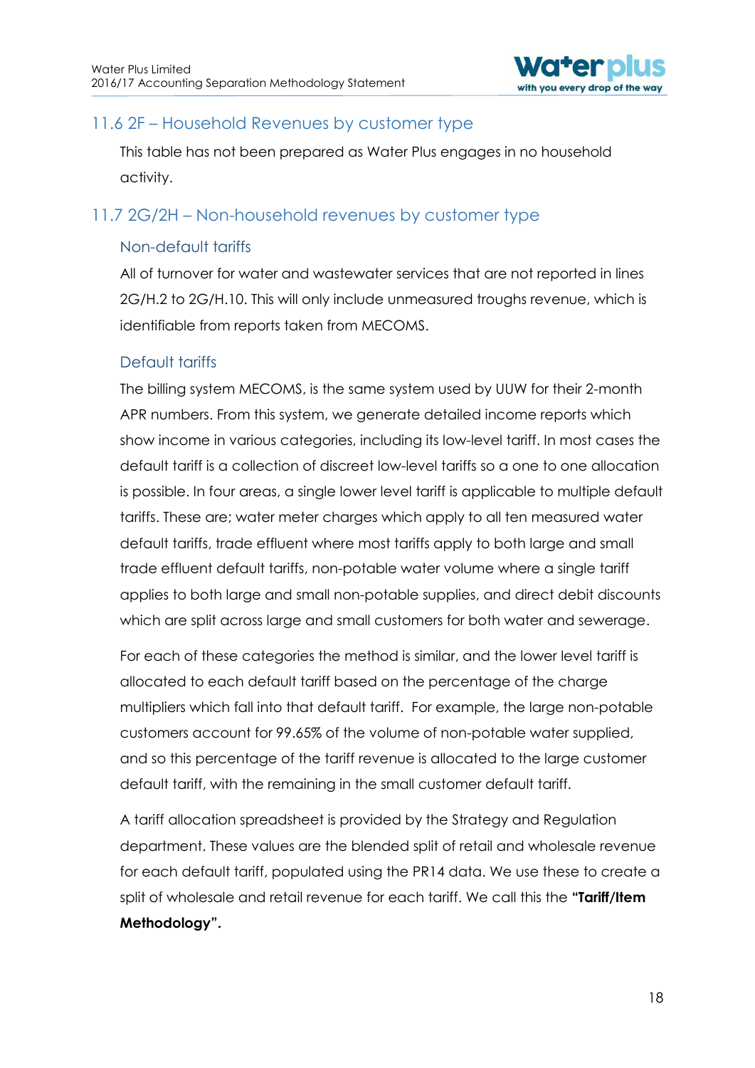## 11.6 2F – Household Revenues by customer type

This table has not been prepared as Water Plus engages in no household activity.

## 11.7 2G/2H – Non-household revenues by customer type

### Non-default tariffs

All of turnover for water and wastewater services that are not reported in lines 2G/H.2 to 2G/H.10. This will only include unmeasured troughs revenue, which is identifiable from reports taken from MECOMS.

### Default tariffs

The billing system MECOMS, is the same system used by UUW for their 2-month APR numbers. From this system, we generate detailed income reports which show income in various categories, including its low-level tariff. In most cases the default tariff is a collection of discreet low-level tariffs so a one to one allocation is possible. In four areas, a single lower level tariff is applicable to multiple default tariffs. These are; water meter charges which apply to all ten measured water default tariffs, trade effluent where most tariffs apply to both large and small trade effluent default tariffs, non-potable water volume where a single tariff applies to both large and small non-potable supplies, and direct debit discounts which are split across large and small customers for both water and sewerage.

For each of these categories the method is similar, and the lower level tariff is allocated to each default tariff based on the percentage of the charge multipliers which fall into that default tariff. For example, the large non-potable customers account for 99.65% of the volume of non-potable water supplied, and so this percentage of the tariff revenue is allocated to the large customer default tariff, with the remaining in the small customer default tariff.

A tariff allocation spreadsheet is provided by the Strategy and Regulation department. These values are the blended split of retail and wholesale revenue for each default tariff, populated using the PR14 data. We use these to create a split of wholesale and retail revenue for each tariff. We call this the **"Tariff/Item Methodology".**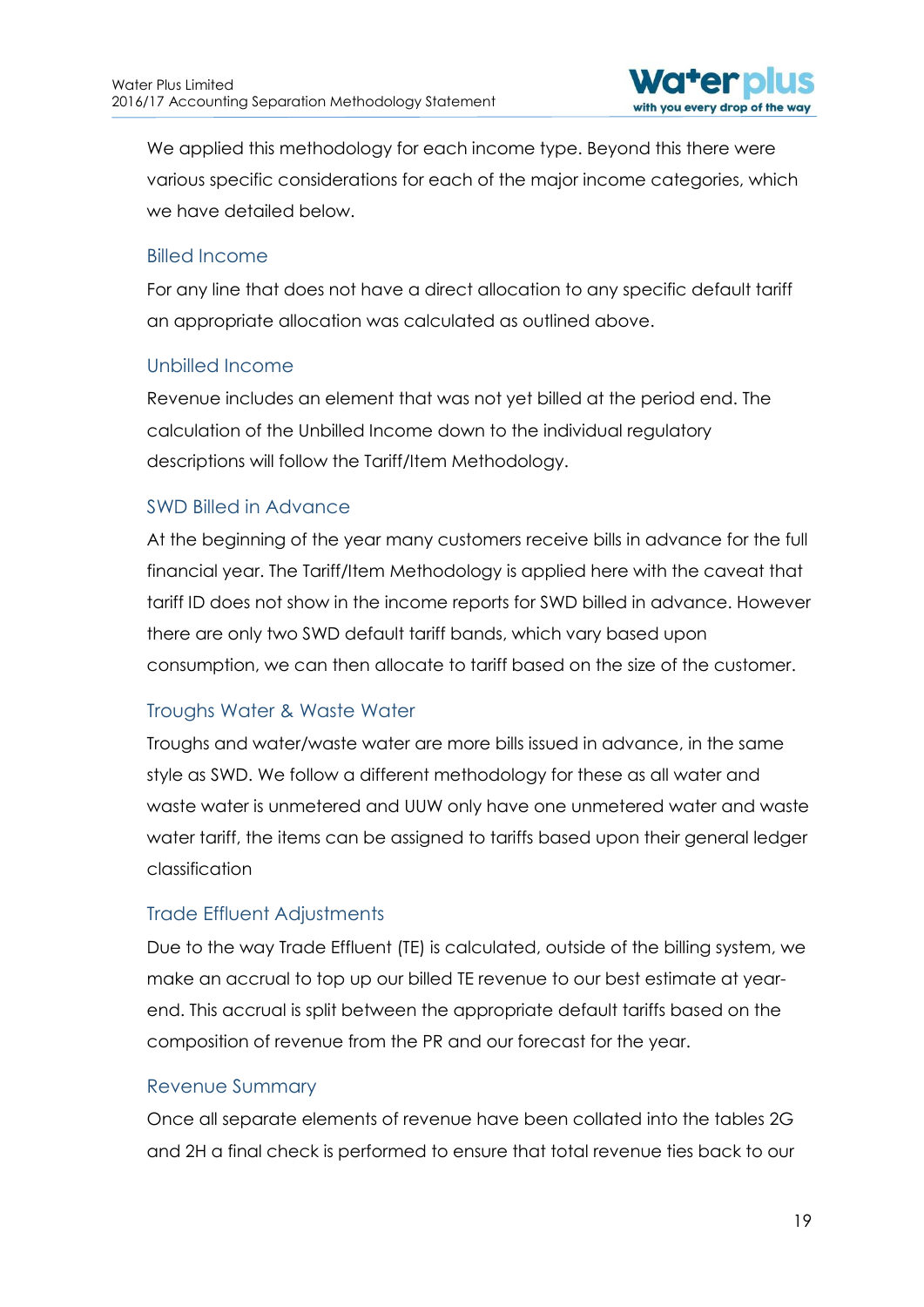We applied this methodology for each income type. Beyond this there were various specific considerations for each of the major income categories, which we have detailed below.

### Billed Income

For any line that does not have a direct allocation to any specific default tariff an appropriate allocation was calculated as outlined above.

### Unbilled Income

Revenue includes an element that was not yet billed at the period end. The calculation of the Unbilled Income down to the individual regulatory descriptions will follow the Tariff/Item Methodology.

### SWD Billed in Advance

At the beginning of the year many customers receive bills in advance for the full financial year. The Tariff/Item Methodology is applied here with the caveat that tariff ID does not show in the income reports for SWD billed in advance. However there are only two SWD default tariff bands, which vary based upon consumption, we can then allocate to tariff based on the size of the customer.

### Troughs Water & Waste Water

Troughs and water/waste water are more bills issued in advance, in the same style as SWD. We follow a different methodology for these as all water and waste water is unmetered and UUW only have one unmetered water and waste water tariff, the items can be assigned to tariffs based upon their general ledger classification

### Trade Effluent Adjustments

Due to the way Trade Effluent (TE) is calculated, outside of the billing system, we make an accrual to top up our billed TE revenue to our best estimate at year-end. This accrual is split between the appropriate default tariffs based on the composition of revenue from the PR and our forecast for the year.

### Revenue Summary

Once all separate elements of revenue have been collated into the tables 2G and 2H a final check is performed to ensure that total revenue ties back to our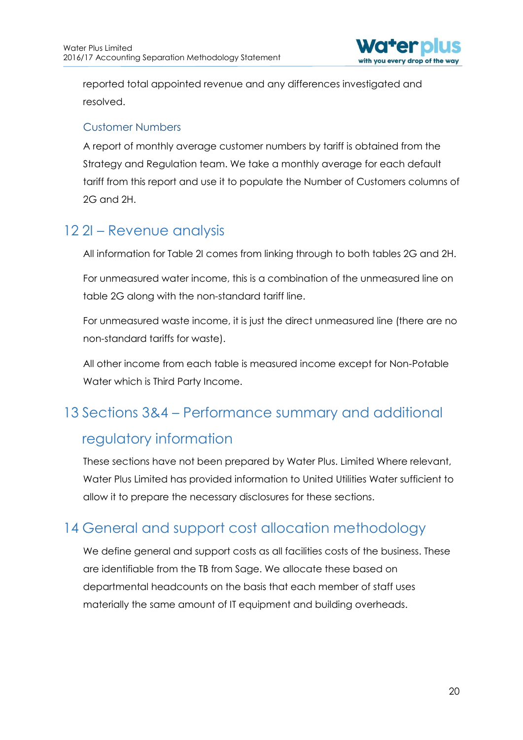reported total appointed revenue and any differences investigated and resolved.

### Customer Numbers

A report of monthly average customer numbers by tariff is obtained from the Strategy and Regulation team. We take a monthly average for each default tariff from this report and use it to populate the Number of Customers columns of 2G and 2H.

## 12 2I – Revenue analysis

All information for Table 2I comes from linking through to both tables 2G and 2H.

For unmeasured water income, this is a combination of the unmeasured line on table 2G along with the non-standard tariff line.

For unmeasured waste income, it is just the direct unmeasured line (there are no non-standard tariffs for waste).

All other income from each table is measured income except for Non-Potable Water which is Third Party Income.

## 13 Sections 3&4 – Performance summary and additional regulatory information

These sections have not been prepared by Water Plus. Limited Where relevant, Water Plus Limited has provided information to United Utilities Water sufficient to allow it to prepare the necessary disclosures for these sections.

## 14 General and support cost allocation methodology

We define general and support costs as all facilities costs of the business. These are identifiable from the TB from Sage. We allocate these based on departmental headcounts on the basis that each member of staff uses materially the same amount of IT equipment and building overheads.